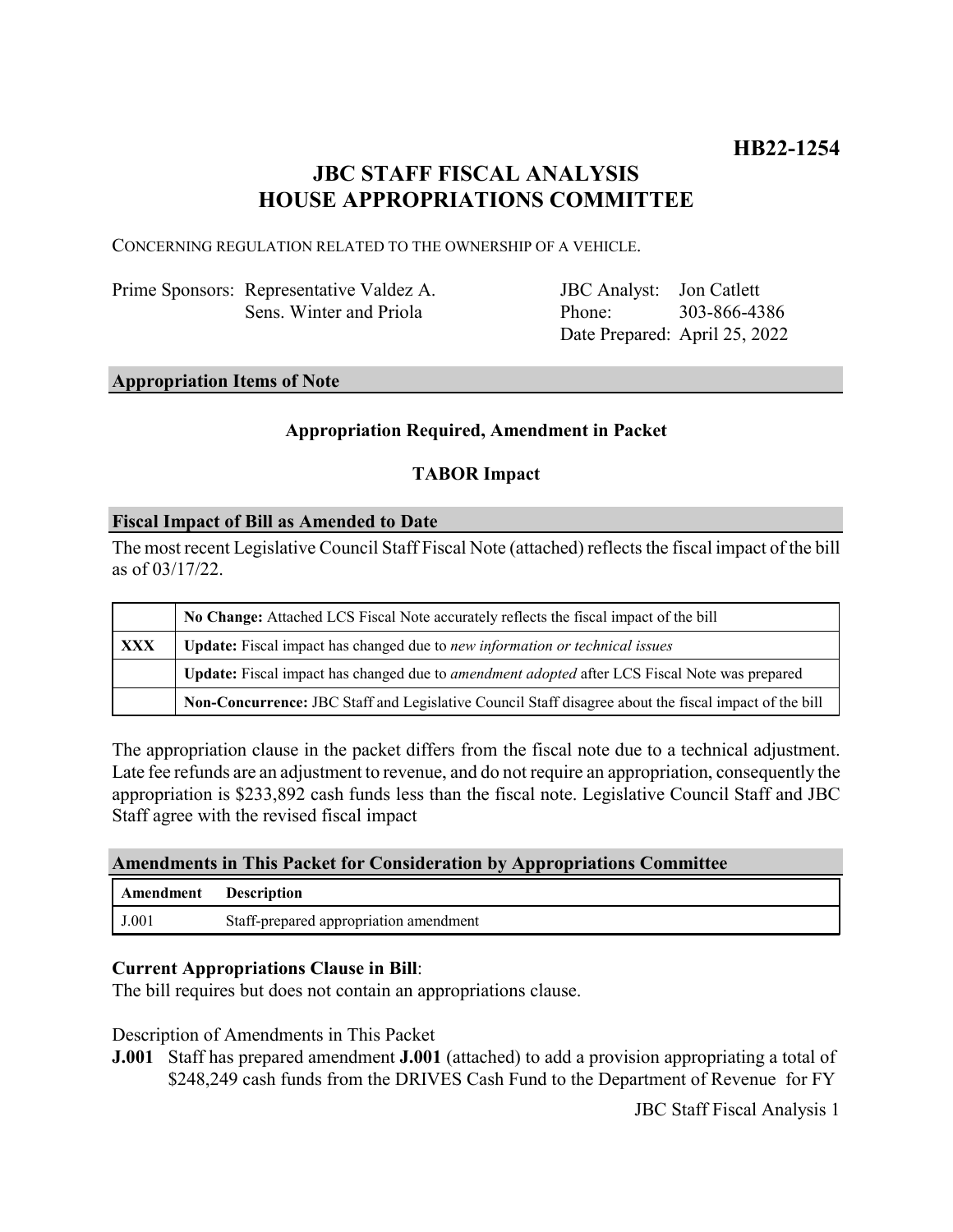**HB22-1254**

# JBC STAFF FISCAL ANALYSIS
# HOUSE APPROPRIATIONS COMMITTEE

CONCERNING REGULATION RELATED TO THE OWNERSHIP OF A VEHICLE.

| | | | |
|---|---|---|---|
| Prime Sponsors: | Representative Valdez A. | JBC Analyst: | Jon Catlett |
| | Sens. Winter and Priola | Phone: | 303-866-4386 |
| | | Date Prepared: | April 25, 2022 |

## Appropriation Items of Note

**Appropriation Required, Amendment in Packet**

**TABOR Impact**

## Fiscal Impact of Bill as Amended to Date

The most recent Legislative Council Staff Fiscal Note (attached) reflects the fiscal impact of the bill as of 03/17/22.

| | |
|---|---|
| | **No Change:** Attached LCS Fiscal Note accurately reflects the fiscal impact of the bill |
| **XXX** | **Update:** Fiscal impact has changed due to *new information or technical issues* |
| | **Update:** Fiscal impact has changed due to *amendment adopted* after LCS Fiscal Note was prepared |
| | **Non-Concurrence:** JBC Staff and Legislative Council Staff disagree about the fiscal impact of the bill |

The appropriation clause in the packet differs from the fiscal note due to a technical adjustment. Late fee refunds are an adjustment to revenue, and do not require an appropriation, consequently the appropriation is $233,892 cash funds less than the fiscal note. Legislative Council Staff and JBC Staff agree with the revised fiscal impact

## Amendments in This Packet for Consideration by Appropriations Committee

| Amendment | Description |
|---|---|
| J.001 | Staff-prepared appropriation amendment |

**Current Appropriations Clause in Bill**:
The bill requires but does not contain an appropriations clause.

Description of Amendments in This Packet

**J.001** Staff has prepared amendment **J.001** (attached) to add a provision appropriating a total of $248,249 cash funds from the DRIVES Cash Fund to the Department of Revenue for FY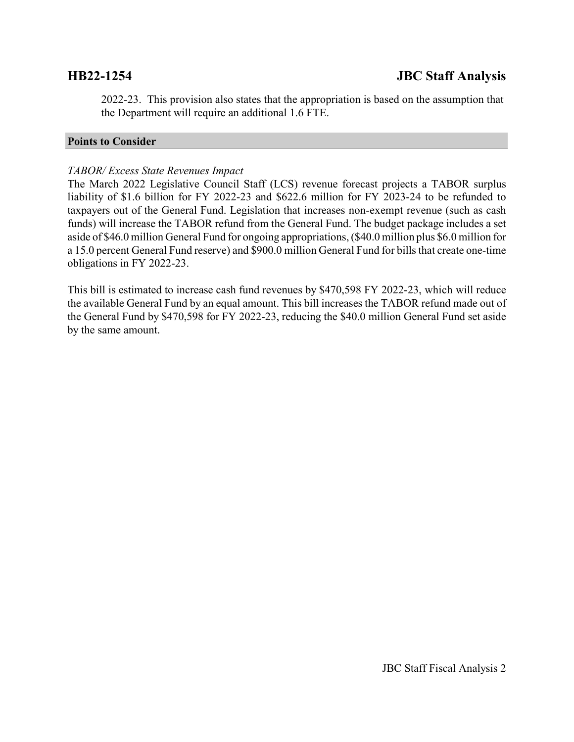2022-23. This provision also states that the appropriation is based on the assumption that the Department will require an additional 1.6 FTE.

## Points to Consider

*TABOR/ Excess State Revenues Impact*

The March 2022 Legislative Council Staff (LCS) revenue forecast projects a TABOR surplus liability of $1.6 billion for FY 2022-23 and $622.6 million for FY 2023-24 to be refunded to taxpayers out of the General Fund. Legislation that increases non-exempt revenue (such as cash funds) will increase the TABOR refund from the General Fund. The budget package includes a set aside of $46.0 million General Fund for ongoing appropriations, ($40.0 million plus $6.0 million for a 15.0 percent General Fund reserve) and $900.0 million General Fund for bills that create one-time obligations in FY 2022-23.

This bill is estimated to increase cash fund revenues by $470,598 FY 2022-23, which will reduce the available General Fund by an equal amount. This bill increases the TABOR refund made out of the General Fund by $470,598 for FY 2022-23, reducing the $40.0 million General Fund set aside by the same amount.